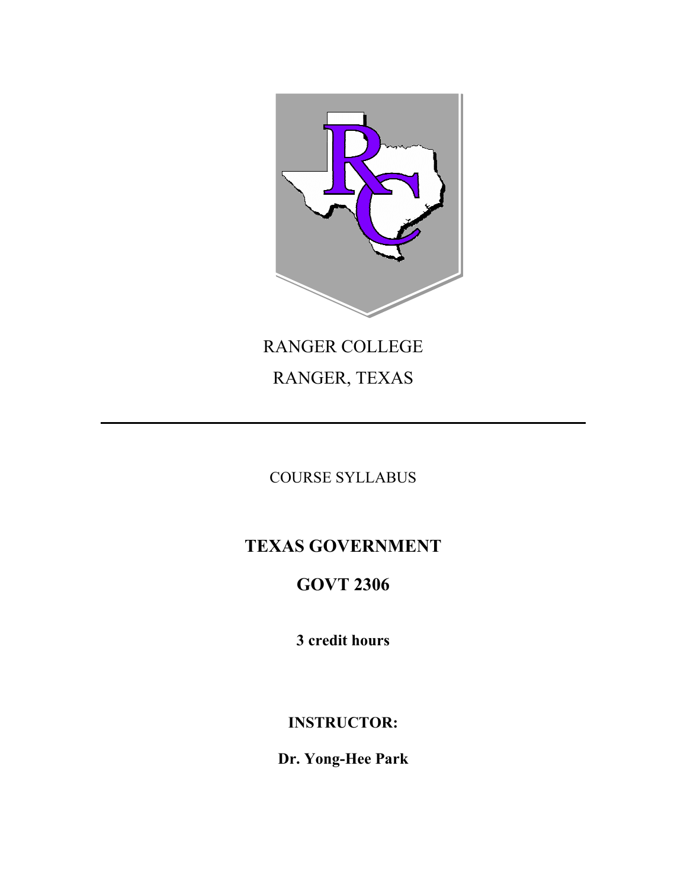RANGER COLLEGE

RANGER, TEXAS

---

COURSE SYLLABUS

# TEXAS GOVERNMENT

# GOVT 2306

**3 credit hours**

**INSTRUCTOR:**

**Dr. Yong-Hee Park**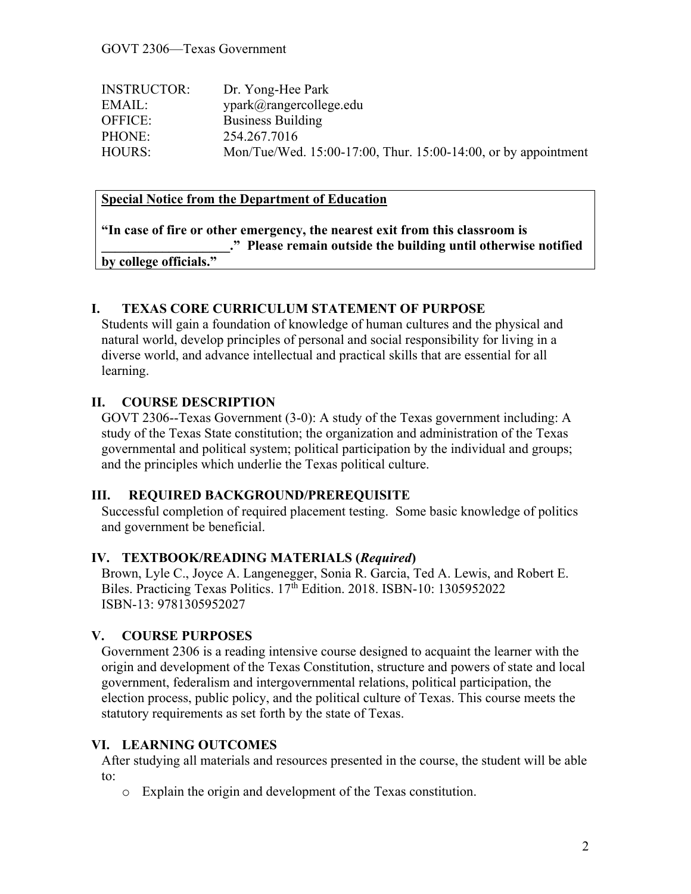GOVT 2306—Texas Government

| | |
|---|---|
| INSTRUCTOR: | Dr. Yong-Hee Park |
| EMAIL: | ypark@rangercollege.edu |
| OFFICE: | Business Building |
| PHONE: | 254.267.7016 |
| HOURS: | Mon/Tue/Wed. 15:00-17:00, Thur. 15:00-14:00, or by appointment |

> **Special Notice from the Department of Education**
>
> **"In case of fire or other emergency, the nearest exit from this classroom is ___________________." Please remain outside the building until otherwise notified by college officials."**

## I. TEXAS CORE CURRICULUM STATEMENT OF PURPOSE

Students will gain a foundation of knowledge of human cultures and the physical and natural world, develop principles of personal and social responsibility for living in a diverse world, and advance intellectual and practical skills that are essential for all learning.

## II. COURSE DESCRIPTION

GOVT 2306--Texas Government (3-0): A study of the Texas government including: A study of the Texas State constitution; the organization and administration of the Texas governmental and political system; political participation by the individual and groups; and the principles which underlie the Texas political culture.

## III. REQUIRED BACKGROUND/PREREQUISITE

Successful completion of required placement testing. Some basic knowledge of politics and government be beneficial.

## IV. TEXTBOOK/READING MATERIALS (*Required*)

Brown, Lyle C., Joyce A. Langenegger, Sonia R. Garcia, Ted A. Lewis, and Robert E. Biles. Practicing Texas Politics. 17th Edition. 2018. ISBN-10: 1305952022
ISBN-13: 9781305952027

## V. COURSE PURPOSES

Government 2306 is a reading intensive course designed to acquaint the learner with the origin and development of the Texas Constitution, structure and powers of state and local government, federalism and intergovernmental relations, political participation, the election process, public policy, and the political culture of Texas. This course meets the statutory requirements as set forth by the state of Texas.

## VI. LEARNING OUTCOMES

After studying all materials and resources presented in the course, the student will be able to:

- Explain the origin and development of the Texas constitution.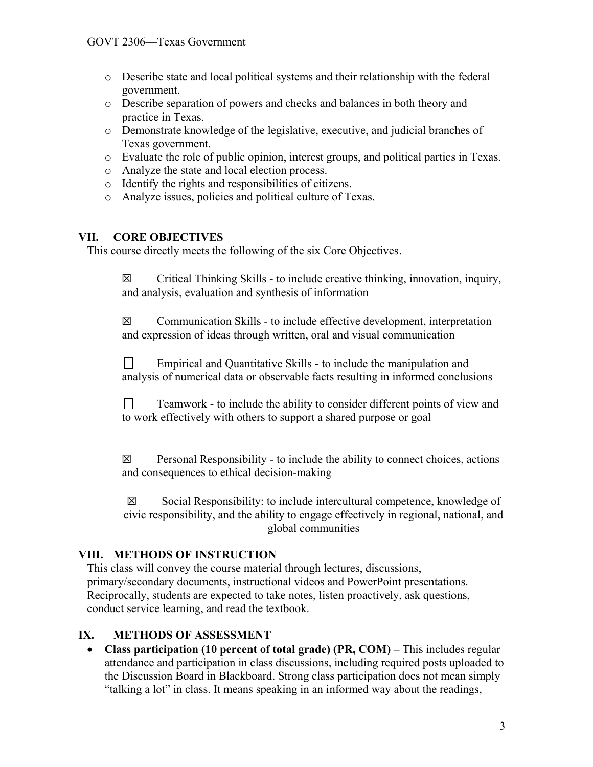- Describe state and local political systems and their relationship with the federal government.
- Describe separation of powers and checks and balances in both theory and practice in Texas.
- Demonstrate knowledge of the legislative, executive, and judicial branches of Texas government.
- Evaluate the role of public opinion, interest groups, and political parties in Texas.
- Analyze the state and local election process.
- Identify the rights and responsibilities of citizens.
- Analyze issues, policies and political culture of Texas.

## VII. CORE OBJECTIVES

This course directly meets the following of the six Core Objectives.

☒ Critical Thinking Skills - to include creative thinking, innovation, inquiry, and analysis, evaluation and synthesis of information

☒ Communication Skills - to include effective development, interpretation and expression of ideas through written, oral and visual communication

☐ Empirical and Quantitative Skills - to include the manipulation and analysis of numerical data or observable facts resulting in informed conclusions

☐ Teamwork - to include the ability to consider different points of view and to work effectively with others to support a shared purpose or goal

☒ Personal Responsibility - to include the ability to connect choices, actions and consequences to ethical decision-making

☒ Social Responsibility: to include intercultural competence, knowledge of civic responsibility, and the ability to engage effectively in regional, national, and global communities

## VIII. METHODS OF INSTRUCTION

This class will convey the course material through lectures, discussions, primary/secondary documents, instructional videos and PowerPoint presentations. Reciprocally, students are expected to take notes, listen proactively, ask questions, conduct service learning, and read the textbook.

## IX. METHODS OF ASSESSMENT

- **Class participation (10 percent of total grade) (PR, COM) –** This includes regular attendance and participation in class discussions, including required posts uploaded to the Discussion Board in Blackboard. Strong class participation does not mean simply "talking a lot" in class. It means speaking in an informed way about the readings,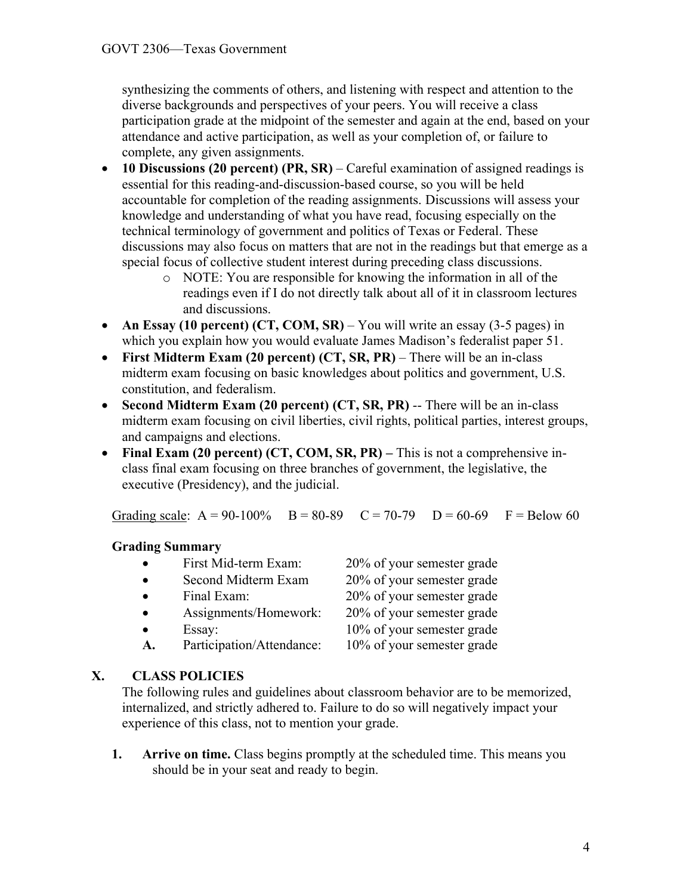synthesizing the comments of others, and listening with respect and attention to the diverse backgrounds and perspectives of your peers. You will receive a class participation grade at the midpoint of the semester and again at the end, based on your attendance and active participation, as well as your completion of, or failure to complete, any given assignments.

- **10 Discussions (20 percent) (PR, SR)** – Careful examination of assigned readings is essential for this reading-and-discussion-based course, so you will be held accountable for completion of the reading assignments. Discussions will assess your knowledge and understanding of what you have read, focusing especially on the technical terminology of government and politics of Texas or Federal. These discussions may also focus on matters that are not in the readings but that emerge as a special focus of collective student interest during preceding class discussions.
  - NOTE: You are responsible for knowing the information in all of the readings even if I do not directly talk about all of it in classroom lectures and discussions.
- **An Essay (10 percent) (CT, COM, SR)** – You will write an essay (3-5 pages) in which you explain how you would evaluate James Madison's federalist paper 51.
- **First Midterm Exam (20 percent) (CT, SR, PR)** – There will be an in-class midterm exam focusing on basic knowledges about politics and government, U.S. constitution, and federalism.
- **Second Midterm Exam (20 percent) (CT, SR, PR)** -- There will be an in-class midterm exam focusing on civil liberties, civil rights, political parties, interest groups, and campaigns and elections.
- **Final Exam (20 percent) (CT, COM, SR, PR) –** This is not a comprehensive in-class final exam focusing on three branches of government, the legislative, the executive (Presidency), and the judicial.

Grading scale: A = 90-100% B = 80-89 C = 70-79 D = 60-69 F = Below 60

**Grading Summary**

- First Mid-term Exam: 20% of your semester grade
- Second Midterm Exam 20% of your semester grade
- Final Exam: 20% of your semester grade
- Assignments/Homework: 20% of your semester grade
- Essay: 10% of your semester grade

A. Participation/Attendance: 10% of your semester grade

## X. CLASS POLICIES

The following rules and guidelines about classroom behavior are to be memorized, internalized, and strictly adhered to. Failure to do so will negatively impact your experience of this class, not to mention your grade.

1. **Arrive on time.** Class begins promptly at the scheduled time. This means you should be in your seat and ready to begin.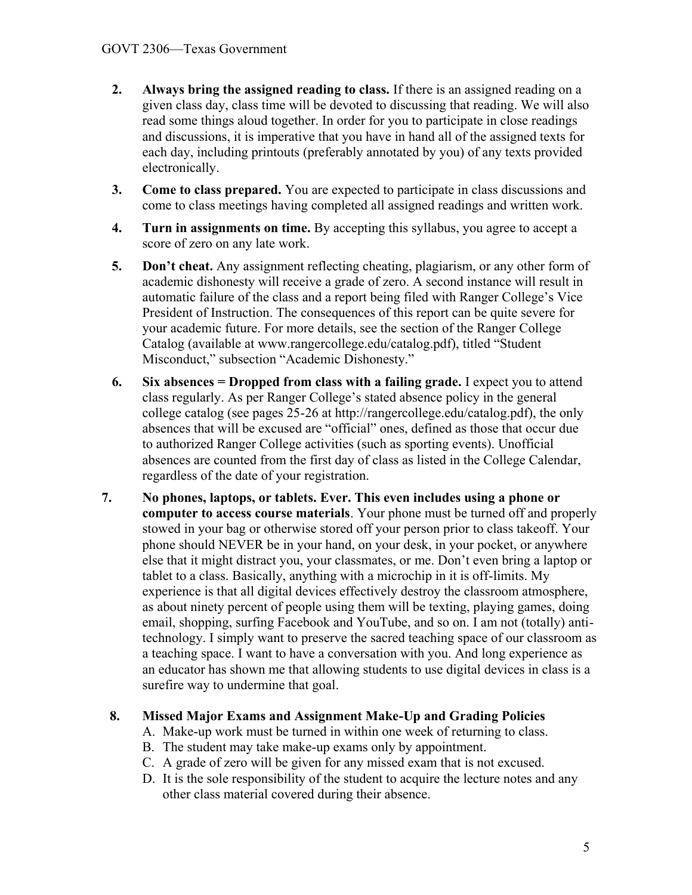2. **Always bring the assigned reading to class.** If there is an assigned reading on a given class day, class time will be devoted to discussing that reading. We will also read some things aloud together. In order for you to participate in close readings and discussions, it is imperative that you have in hand all of the assigned texts for each day, including printouts (preferably annotated by you) of any texts provided electronically.

3. **Come to class prepared.** You are expected to participate in class discussions and come to class meetings having completed all assigned readings and written work.

4. **Turn in assignments on time.** By accepting this syllabus, you agree to accept a score of zero on any late work.

5. **Don't cheat.** Any assignment reflecting cheating, plagiarism, or any other form of academic dishonesty will receive a grade of zero. A second instance will result in automatic failure of the class and a report being filed with Ranger College's Vice President of Instruction. The consequences of this report can be quite severe for your academic future. For more details, see the section of the Ranger College Catalog (available at www.rangercollege.edu/catalog.pdf), titled "Student Misconduct," subsection "Academic Dishonesty."

6. **Six absences = Dropped from class with a failing grade.** I expect you to attend class regularly. As per Ranger College's stated absence policy in the general college catalog (see pages 25-26 at http://rangercollege.edu/catalog.pdf), the only absences that will be excused are "official" ones, defined as those that occur due to authorized Ranger College activities (such as sporting events). Unofficial absences are counted from the first day of class as listed in the College Calendar, regardless of the date of your registration.

7. **No phones, laptops, or tablets. Ever. This even includes using a phone or computer to access course materials**. Your phone must be turned off and properly stowed in your bag or otherwise stored off your person prior to class takeoff. Your phone should NEVER be in your hand, on your desk, in your pocket, or anywhere else that it might distract you, your classmates, or me. Don't even bring a laptop or tablet to a class. Basically, anything with a microchip in it is off-limits. My experience is that all digital devices effectively destroy the classroom atmosphere, as about ninety percent of people using them will be texting, playing games, doing email, shopping, surfing Facebook and YouTube, and so on. I am not (totally) anti-technology. I simply want to preserve the sacred teaching space of our classroom as a teaching space. I want to have a conversation with you. And long experience as an educator has shown me that allowing students to use digital devices in class is a surefire way to undermine that goal.

8. **Missed Major Exams and Assignment Make-Up and Grading Policies**
   A. Make-up work must be turned in within one week of returning to class.
   B. The student may take make-up exams only by appointment.
   C. A grade of zero will be given for any missed exam that is not excused.
   D. It is the sole responsibility of the student to acquire the lecture notes and any other class material covered during their absence.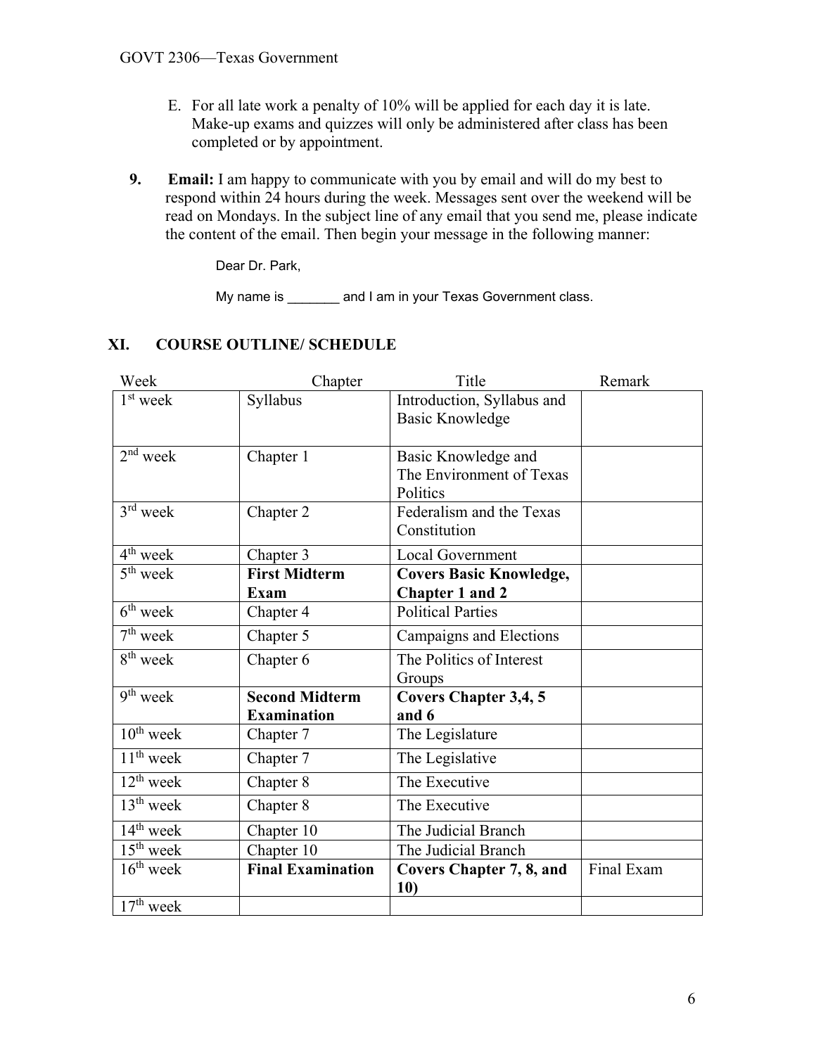E. For all late work a penalty of 10% will be applied for each day it is late. Make-up exams and quizzes will only be administered after class has been completed or by appointment.

**9. Email:** I am happy to communicate with you by email and will do my best to respond within 24 hours during the week. Messages sent over the weekend will be read on Mondays. In the subject line of any email that you send me, please indicate the content of the email. Then begin your message in the following manner:

> Dear Dr. Park,
>
> My name is _______ and I am in your Texas Government class.

## XI. COURSE OUTLINE/ SCHEDULE

| Week | Chapter | Title | Remark |
|---|---|---|---|
| 1st week | Syllabus | Introduction, Syllabus and Basic Knowledge | |
| 2nd week | Chapter 1 | Basic Knowledge and The Environment of Texas Politics | |
| 3rd week | Chapter 2 | Federalism and the Texas Constitution | |
| 4th week | Chapter 3 | Local Government | |
| 5th week | **First Midterm Exam** | **Covers Basic Knowledge, Chapter 1 and 2** | |
| 6th week | Chapter 4 | Political Parties | |
| 7th week | Chapter 5 | Campaigns and Elections | |
| 8th week | Chapter 6 | The Politics of Interest Groups | |
| 9th week | **Second Midterm Examination** | **Covers Chapter 3,4, 5 and 6** | |
| 10th week | Chapter 7 | The Legislature | |
| 11th week | Chapter 7 | The Legislative | |
| 12th week | Chapter 8 | The Executive | |
| 13th week | Chapter 8 | The Executive | |
| 14th week | Chapter 10 | The Judicial Branch | |
| 15th week | Chapter 10 | The Judicial Branch | |
| 16th week | **Final Examination** | **Covers Chapter 7, 8, and 10)** | Final Exam |
| 17th week | | | |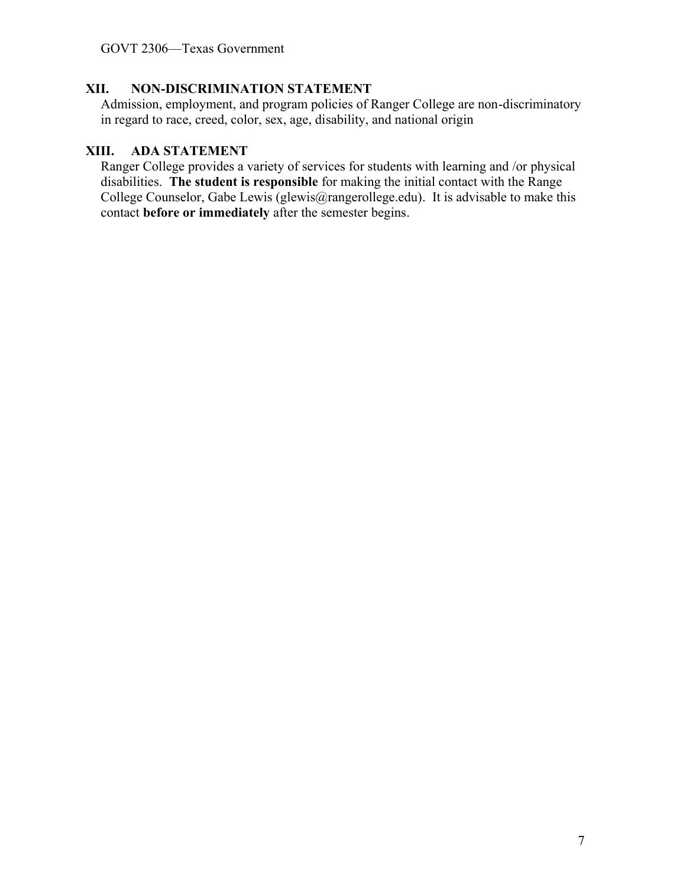## XII. NON-DISCRIMINATION STATEMENT

Admission, employment, and program policies of Ranger College are non-discriminatory in regard to race, creed, color, sex, age, disability, and national origin

## XIII. ADA STATEMENT

Ranger College provides a variety of services for students with learning and /or physical disabilities. **The student is responsible** for making the initial contact with the Range College Counselor, Gabe Lewis (glewis@rangerollege.edu). It is advisable to make this contact **before or immediately** after the semester begins.